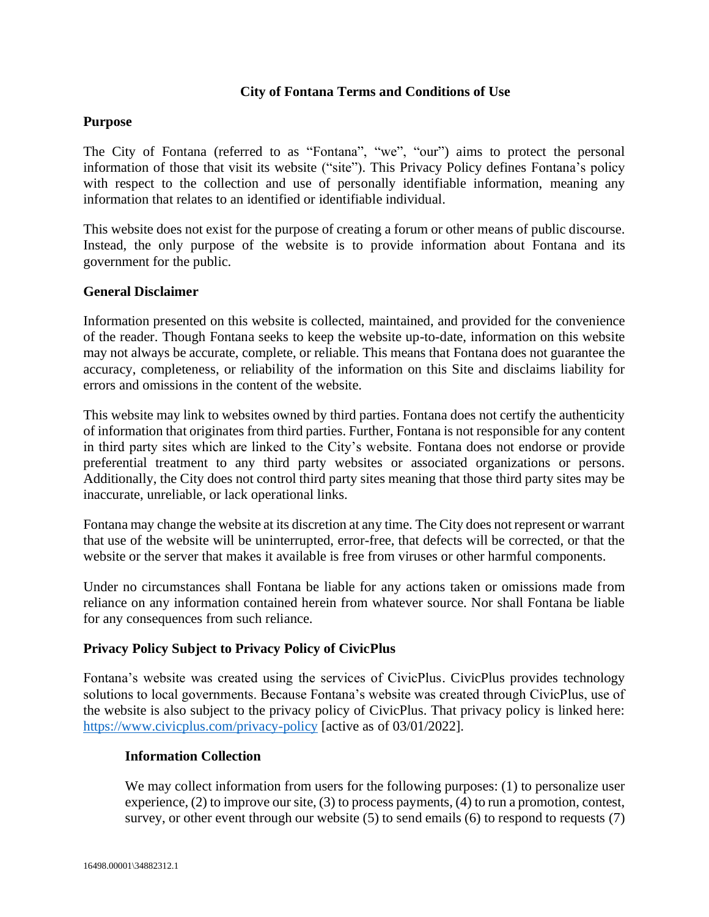# City of Fontana Terms and Conditions of Use

## Purpose

The City of Fontana (referred to as "Fontana", "we", "our") aims to protect the personal information of those that visit its website ("site"). This Privacy Policy defines Fontana's policy with respect to the collection and use of personally identifiable information, meaning any information that relates to an identified or identifiable individual.

This website does not exist for the purpose of creating a forum or other means of public discourse. Instead, the only purpose of the website is to provide information about Fontana and its government for the public.

## General Disclaimer

Information presented on this website is collected, maintained, and provided for the convenience of the reader. Though Fontana seeks to keep the website up-to-date, information on this website may not always be accurate, complete, or reliable. This means that Fontana does not guarantee the accuracy, completeness, or reliability of the information on this Site and disclaims liability for errors and omissions in the content of the website.

This website may link to websites owned by third parties. Fontana does not certify the authenticity of information that originates from third parties. Further, Fontana is not responsible for any content in third party sites which are linked to the City's website. Fontana does not endorse or provide preferential treatment to any third party websites or associated organizations or persons. Additionally, the City does not control third party sites meaning that those third party sites may be inaccurate, unreliable, or lack operational links.

Fontana may change the website at its discretion at any time. The City does not represent or warrant that use of the website will be uninterrupted, error-free, that defects will be corrected, or that the website or the server that makes it available is free from viruses or other harmful components.

Under no circumstances shall Fontana be liable for any actions taken or omissions made from reliance on any information contained herein from whatever source. Nor shall Fontana be liable for any consequences from such reliance.

## Privacy Policy Subject to Privacy Policy of CivicPlus

Fontana's website was created using the services of CivicPlus. CivicPlus provides technology solutions to local governments. Because Fontana's website was created through CivicPlus, use of the website is also subject to the privacy policy of CivicPlus. That privacy policy is linked here: https://www.civicplus.com/privacy-policy [active as of 03/01/2022].

### Information Collection

We may collect information from users for the following purposes: (1) to personalize user experience, (2) to improve our site, (3) to process payments, (4) to run a promotion, contest, survey, or other event through our website (5) to send emails (6) to respond to requests (7)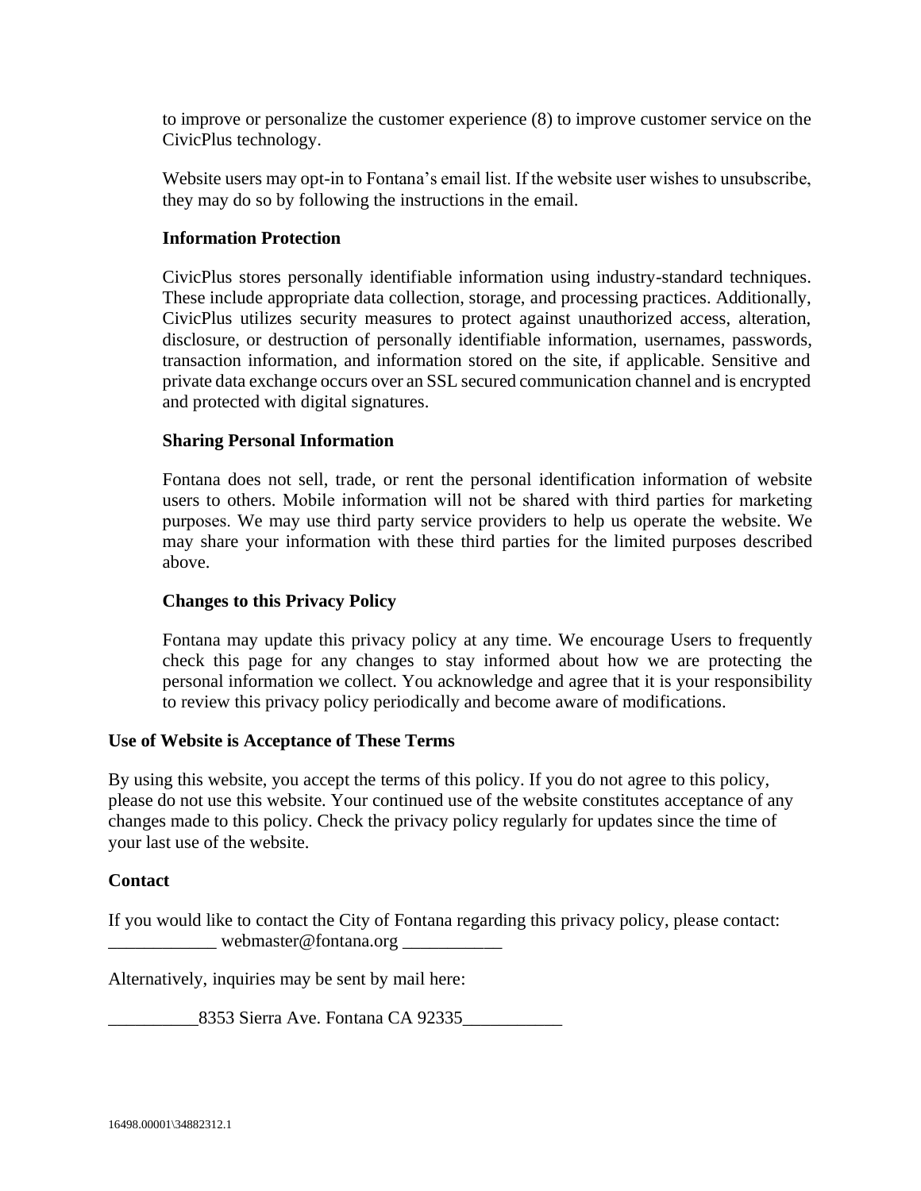to improve or personalize the customer experience (8) to improve customer service on the CivicPlus technology.

Website users may opt-in to Fontana's email list. If the website user wishes to unsubscribe, they may do so by following the instructions in the email.

**Information Protection**

CivicPlus stores personally identifiable information using industry-standard techniques. These include appropriate data collection, storage, and processing practices. Additionally, CivicPlus utilizes security measures to protect against unauthorized access, alteration, disclosure, or destruction of personally identifiable information, usernames, passwords, transaction information, and information stored on the site, if applicable. Sensitive and private data exchange occurs over an SSL secured communication channel and is encrypted and protected with digital signatures.

**Sharing Personal Information**

Fontana does not sell, trade, or rent the personal identification information of website users to others. Mobile information will not be shared with third parties for marketing purposes. We may use third party service providers to help us operate the website. We may share your information with these third parties for the limited purposes described above.

**Changes to this Privacy Policy**

Fontana may update this privacy policy at any time. We encourage Users to frequently check this page for any changes to stay informed about how we are protecting the personal information we collect. You acknowledge and agree that it is your responsibility to review this privacy policy periodically and become aware of modifications.

**Use of Website is Acceptance of These Terms**

By using this website, you accept the terms of this policy. If you do not agree to this policy, please do not use this website. Your continued use of the website constitutes acceptance of any changes made to this policy. Check the privacy policy regularly for updates since the time of your last use of the website.

**Contact**

If you would like to contact the City of Fontana regarding this privacy policy, please contact: ____________ webmaster@fontana.org ___________

Alternatively, inquiries may be sent by mail here:

__________8353 Sierra Ave. Fontana CA 92335___________

16498.00001\34882312.1